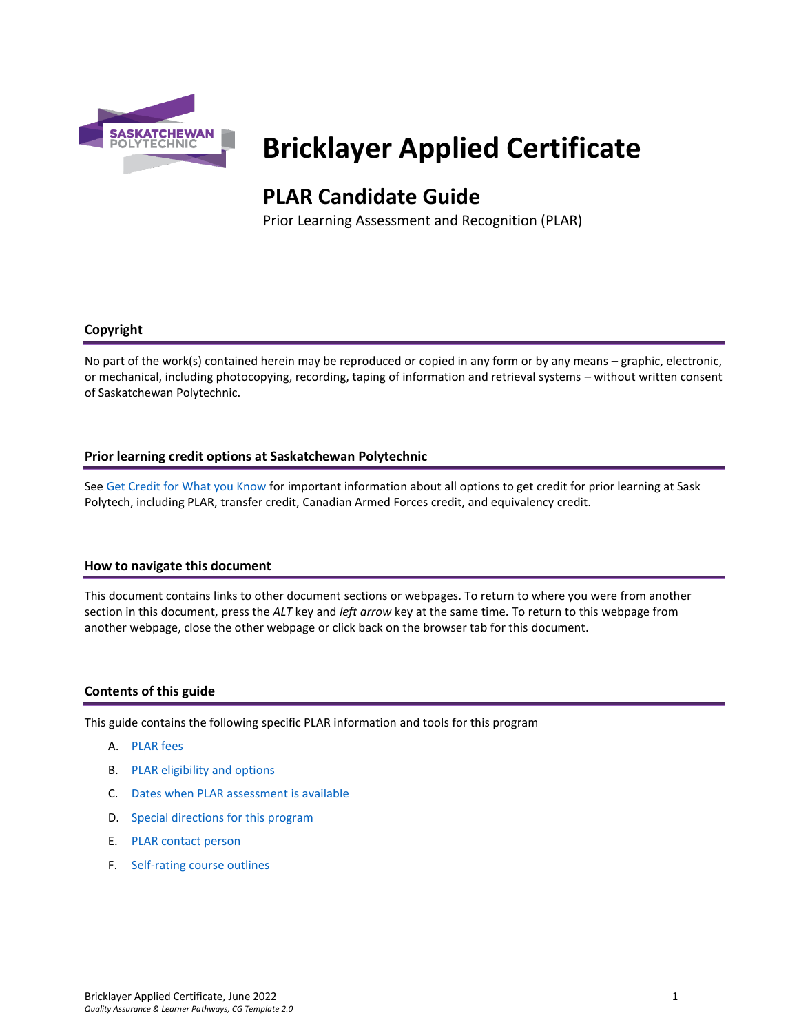# Bricklayer Applied Certificate

## PLAR Candidate Guide

Prior Learning Assessment and Recognition (PLAR)

### Copyright

No part of the work(s) contained herein may be reproduced or copied in any form or by any means – graphic, electronic, or mechanical, including photocopying, recording, taping of information and retrieval systems – without written consent of Saskatchewan Polytechnic.

### Prior learning credit options at Saskatchewan Polytechnic

See Get Credit for What you Know for important information about all options to get credit for prior learning at Sask Polytech, including PLAR, transfer credit, Canadian Armed Forces credit, and equivalency credit.

### How to navigate this document

This document contains links to other document sections or webpages. To return to where you were from another section in this document, press the *ALT* key and *left arrow* key at the same time. To return to this webpage from another webpage, close the other webpage or click back on the browser tab for this document.

### Contents of this guide

This guide contains the following specific PLAR information and tools for this program

A. PLAR fees
B. PLAR eligibility and options
C. Dates when PLAR assessment is available
D. Special directions for this program
E. PLAR contact person
F. Self-rating course outlines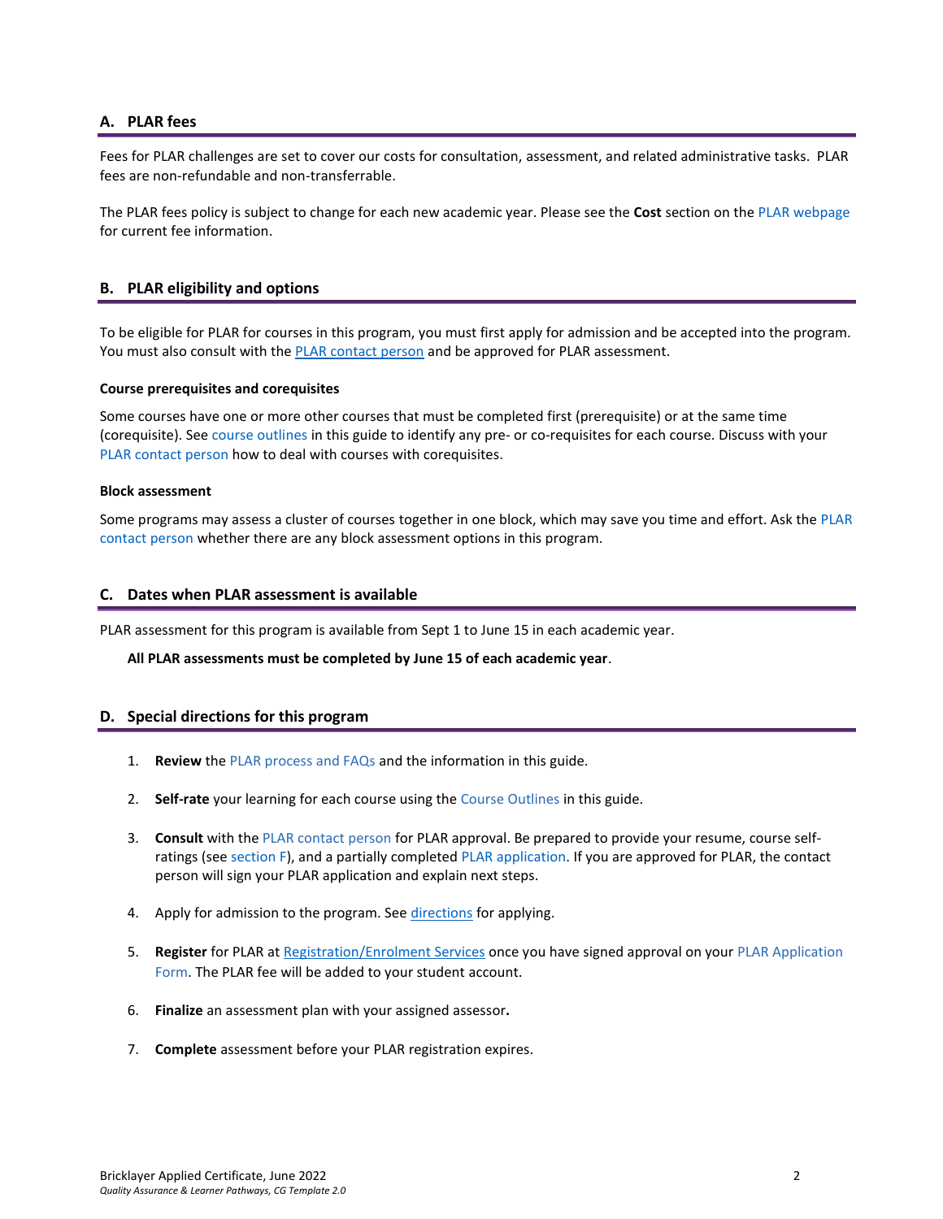## A. PLAR fees

Fees for PLAR challenges are set to cover our costs for consultation, assessment, and related administrative tasks. PLAR fees are non-refundable and non-transferrable.

The PLAR fees policy is subject to change for each new academic year. Please see the **Cost** section on the PLAR webpage for current fee information.

## B. PLAR eligibility and options

To be eligible for PLAR for courses in this program, you must first apply for admission and be accepted into the program. You must also consult with the PLAR contact person and be approved for PLAR assessment.

#### Course prerequisites and corequisites

Some courses have one or more other courses that must be completed first (prerequisite) or at the same time (corequisite). See course outlines in this guide to identify any pre- or co-requisites for each course. Discuss with your PLAR contact person how to deal with courses with corequisites.

#### Block assessment

Some programs may assess a cluster of courses together in one block, which may save you time and effort. Ask the PLAR contact person whether there are any block assessment options in this program.

## C. Dates when PLAR assessment is available

PLAR assessment for this program is available from Sept 1 to June 15 in each academic year.

**All PLAR assessments must be completed by June 15 of each academic year**.

## D. Special directions for this program

1. **Review** the PLAR process and FAQs and the information in this guide.
2. **Self-rate** your learning for each course using the Course Outlines in this guide.
3. **Consult** with the PLAR contact person for PLAR approval. Be prepared to provide your resume, course self-ratings (see section F), and a partially completed PLAR application. If you are approved for PLAR, the contact person will sign your PLAR application and explain next steps.
4. Apply for admission to the program. See directions for applying.
5. **Register** for PLAR at Registration/Enrolment Services once you have signed approval on your PLAR Application Form. The PLAR fee will be added to your student account.
6. **Finalize** an assessment plan with your assigned assessor**.**
7. **Complete** assessment before your PLAR registration expires.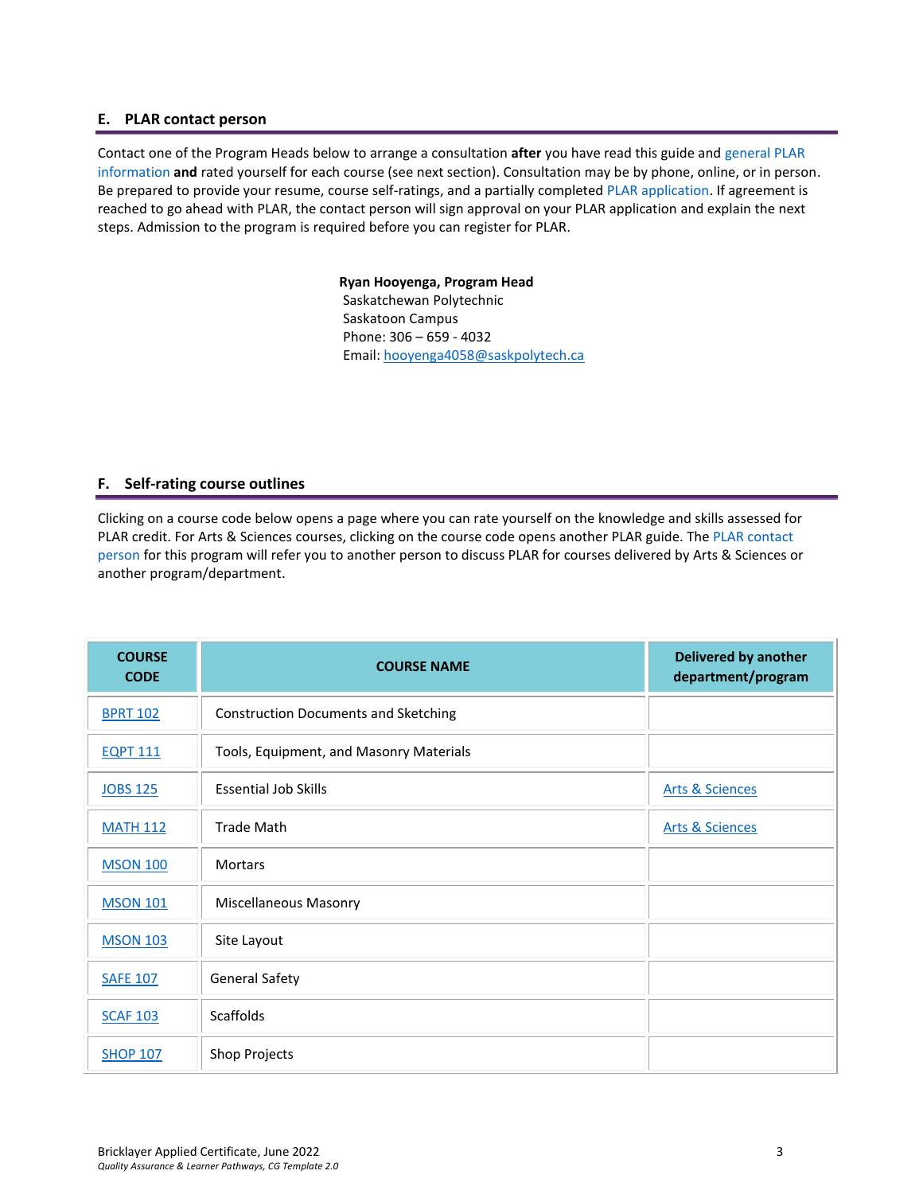## E. PLAR contact person

Contact one of the Program Heads below to arrange a consultation **after** you have read this guide and general PLAR information **and** rated yourself for each course (see next section). Consultation may be by phone, online, or in person. Be prepared to provide your resume, course self-ratings, and a partially completed PLAR application. If agreement is reached to go ahead with PLAR, the contact person will sign approval on your PLAR application and explain the next steps. Admission to the program is required before you can register for PLAR.

**Ryan Hooyenga, Program Head**
Saskatchewan Polytechnic
Saskatoon Campus
Phone: 306 – 659 - 4032
Email: hooyenga4058@saskpolytech.ca

## F. Self-rating course outlines

Clicking on a course code below opens a page where you can rate yourself on the knowledge and skills assessed for PLAR credit. For Arts & Sciences courses, clicking on the course code opens another PLAR guide. The PLAR contact person for this program will refer you to another person to discuss PLAR for courses delivered by Arts & Sciences or another program/department.

| COURSE CODE | COURSE NAME | Delivered by another department/program |
|---|---|---|
| BPRT 102 | Construction Documents and Sketching | |
| EQPT 111 | Tools, Equipment, and Masonry Materials | |
| JOBS 125 | Essential Job Skills | Arts & Sciences |
| MATH 112 | Trade Math | Arts & Sciences |
| MSON 100 | Mortars | |
| MSON 101 | Miscellaneous Masonry | |
| MSON 103 | Site Layout | |
| SAFE 107 | General Safety | |
| SCAF 103 | Scaffolds | |
| SHOP 107 | Shop Projects | |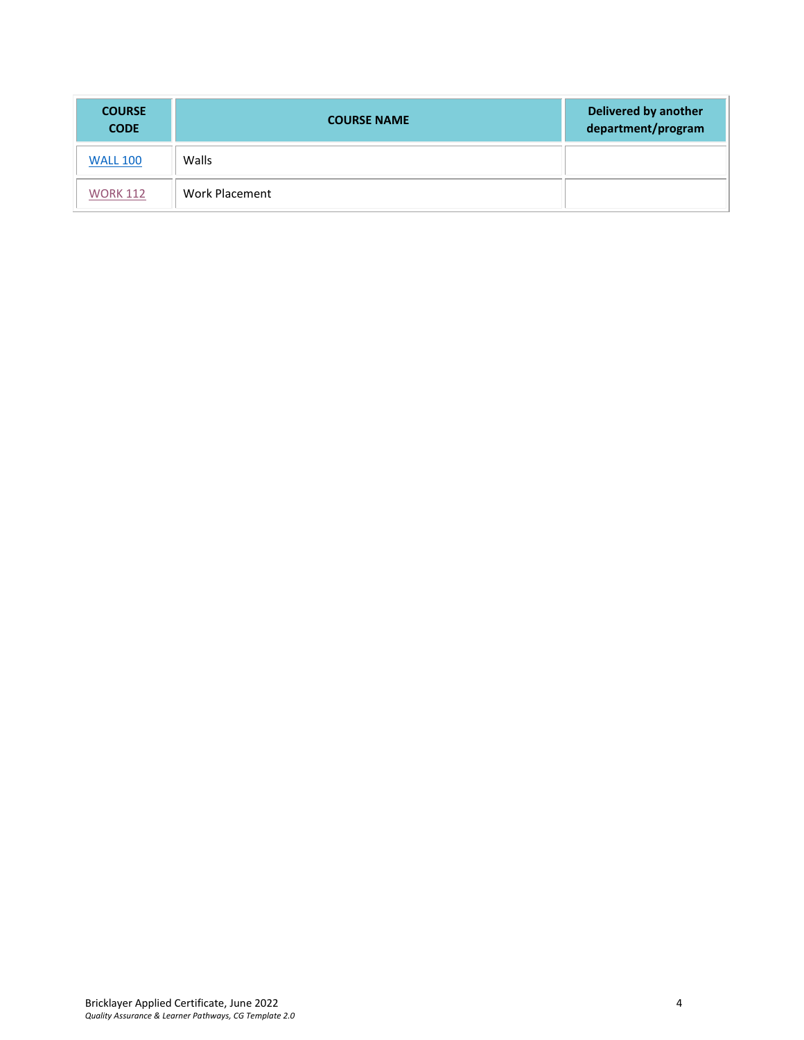| COURSE CODE | COURSE NAME | Delivered by another department/program |
|---|---|---|
| WALL 100 | Walls | |
| WORK 112 | Work Placement | |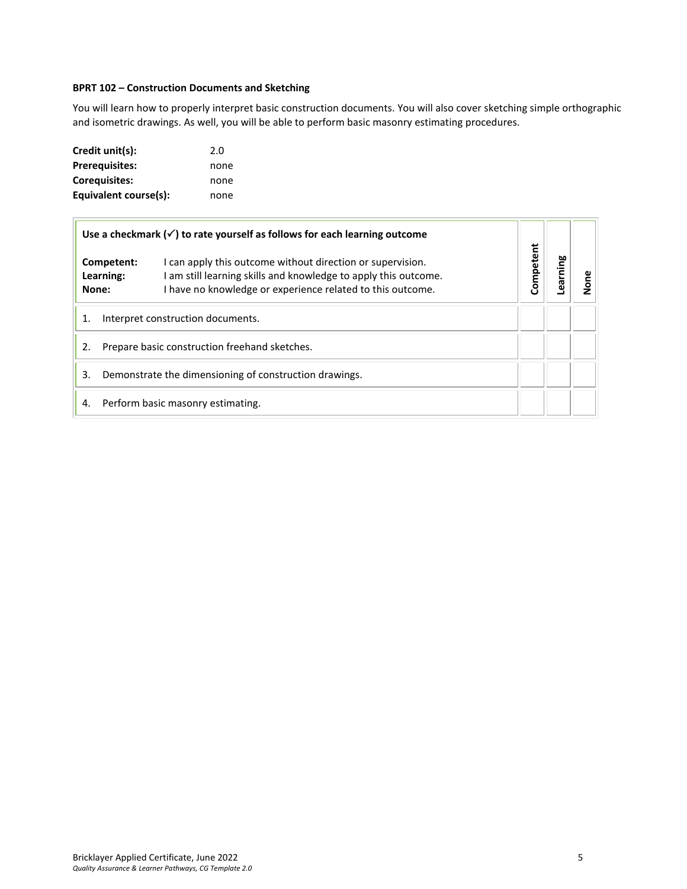**BPRT 102 – Construction Documents and Sketching**

You will learn how to properly interpret basic construction documents. You will also cover sketching simple orthographic and isometric drawings. As well, you will be able to perform basic masonry estimating procedures.

**Credit unit(s):** 2.0
**Prerequisites:** none
**Corequisites:** none
**Equivalent course(s):** none

| **Use a checkmark (✓) to rate yourself as follows for each learning outcome**<br><br>**Competent:** I can apply this outcome without direction or supervision.<br>**Learning:** I am still learning skills and knowledge to apply this outcome.<br>**None:** I have no knowledge or experience related to this outcome. | Competent | Learning | None |
|---|---|---|---|
| 1. Interpret construction documents. | | | |
| 2. Prepare basic construction freehand sketches. | | | |
| 3. Demonstrate the dimensioning of construction drawings. | | | |
| 4. Perform basic masonry estimating. | | | |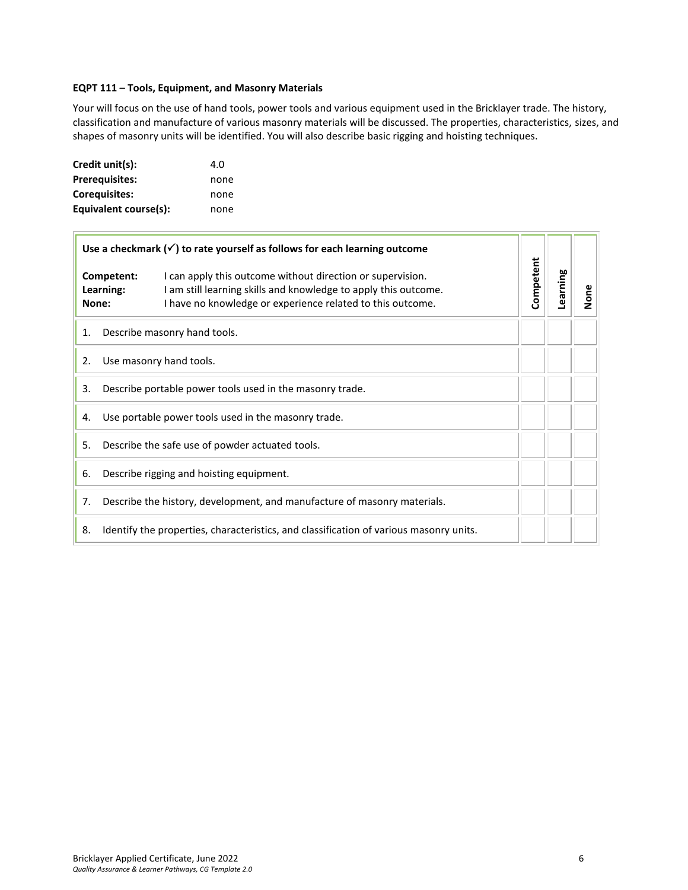**EQPT 111 – Tools, Equipment, and Masonry Materials**

Your will focus on the use of hand tools, power tools and various equipment used in the Bricklayer trade. The history, classification and manufacture of various masonry materials will be discussed. The properties, characteristics, sizes, and shapes of masonry units will be identified. You will also describe basic rigging and hoisting techniques.

**Credit unit(s):** 4.0
**Prerequisites:** none
**Corequisites:** none
**Equivalent course(s):** none

| **Use a checkmark (✓) to rate yourself as follows for each learning outcome**<br><br>**Competent:** I can apply this outcome without direction or supervision.<br>**Learning:** I am still learning skills and knowledge to apply this outcome.<br>**None:** I have no knowledge or experience related to this outcome. | **Competent** | **Learning** | **None** |
|---|---|---|---|
| 1. Describe masonry hand tools. | | | |
| 2. Use masonry hand tools. | | | |
| 3. Describe portable power tools used in the masonry trade. | | | |
| 4. Use portable power tools used in the masonry trade. | | | |
| 5. Describe the safe use of powder actuated tools. | | | |
| 6. Describe rigging and hoisting equipment. | | | |
| 7. Describe the history, development, and manufacture of masonry materials. | | | |
| 8. Identify the properties, characteristics, and classification of various masonry units. | | | |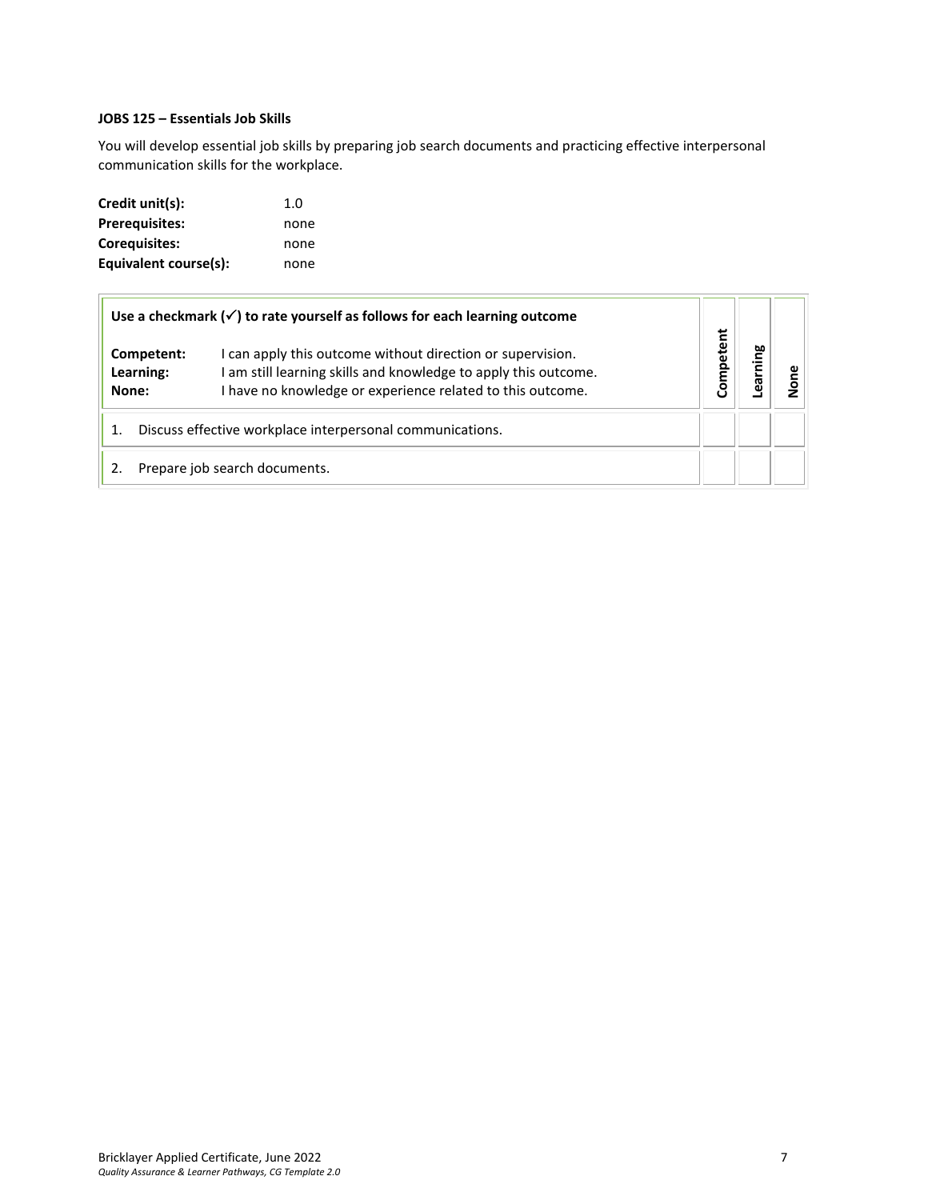**JOBS 125 – Essentials Job Skills**

You will develop essential job skills by preparing job search documents and practicing effective interpersonal communication skills for the workplace.

| | |
|---|---|
| **Credit unit(s):** | 1.0 |
| **Prerequisites:** | none |
| **Corequisites:** | none |
| **Equivalent course(s):** | none |

| **Use a checkmark (✓) to rate yourself as follows for each learning outcome**<br><br>**Competent:** I can apply this outcome without direction or supervision.<br>**Learning:** I am still learning skills and knowledge to apply this outcome.<br>**None:** I have no knowledge or experience related to this outcome. | **Competent** | **Learning** | **None** |
|---|---|---|---|
| 1. Discuss effective workplace interpersonal communications. | | | |
| 2. Prepare job search documents. | | | |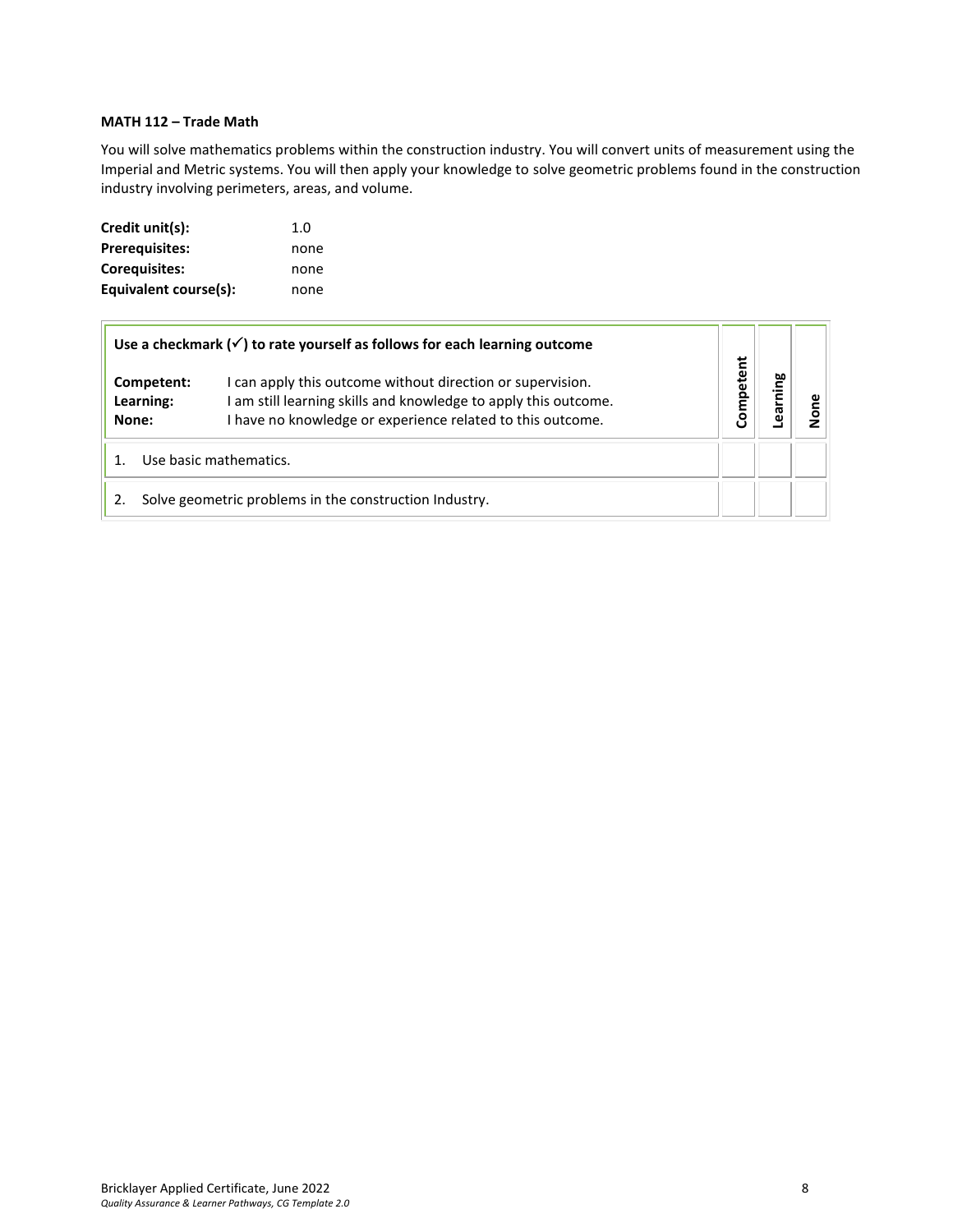**MATH 112 – Trade Math**

You will solve mathematics problems within the construction industry. You will convert units of measurement using the Imperial and Metric systems. You will then apply your knowledge to solve geometric problems found in the construction industry involving perimeters, areas, and volume.

**Credit unit(s):** 1.0
**Prerequisites:** none
**Corequisites:** none
**Equivalent course(s):** none

| **Use a checkmark (✓) to rate yourself as follows for each learning outcome**<br>**Competent:** I can apply this outcome without direction or supervision.<br>**Learning:** I am still learning skills and knowledge to apply this outcome.<br>**None:** I have no knowledge or experience related to this outcome. | **Competent** | **Learning** | **None** |
|---|---|---|---|
| 1. Use basic mathematics. | | | |
| 2. Solve geometric problems in the construction Industry. | | | |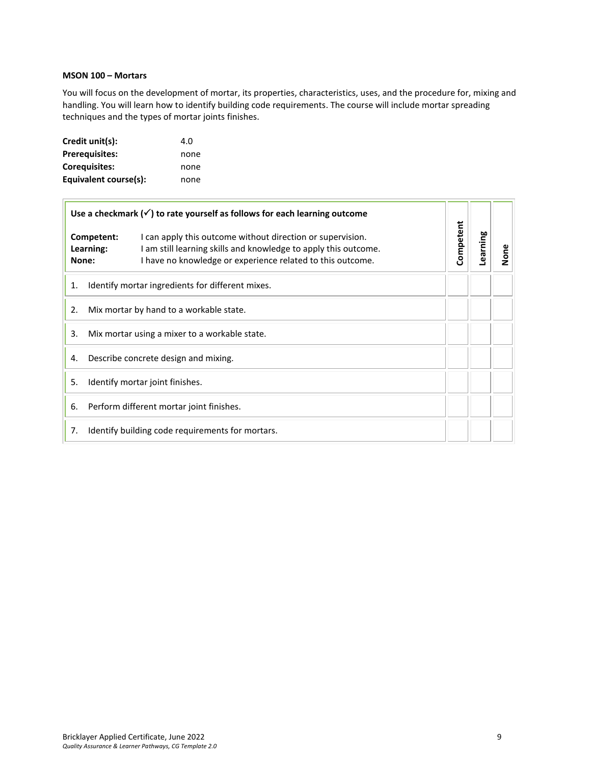**MSON 100 – Mortars**

You will focus on the development of mortar, its properties, characteristics, uses, and the procedure for, mixing and handling. You will learn how to identify building code requirements. The course will include mortar spreading techniques and the types of mortar joints finishes.

| | |
|---|---|
| **Credit unit(s):** | 4.0 |
| **Prerequisites:** | none |
| **Corequisites:** | none |
| **Equivalent course(s):** | none |

| **Use a checkmark (✓) to rate yourself as follows for each learning outcome**<br><br>**Competent:** I can apply this outcome without direction or supervision.<br>**Learning:** I am still learning skills and knowledge to apply this outcome.<br>**None:** I have no knowledge or experience related to this outcome. | **Competent** | **Learning** | **None** |
|---|---|---|---|
| 1. Identify mortar ingredients for different mixes. | | | |
| 2. Mix mortar by hand to a workable state. | | | |
| 3. Mix mortar using a mixer to a workable state. | | | |
| 4. Describe concrete design and mixing. | | | |
| 5. Identify mortar joint finishes. | | | |
| 6. Perform different mortar joint finishes. | | | |
| 7. Identify building code requirements for mortars. | | | |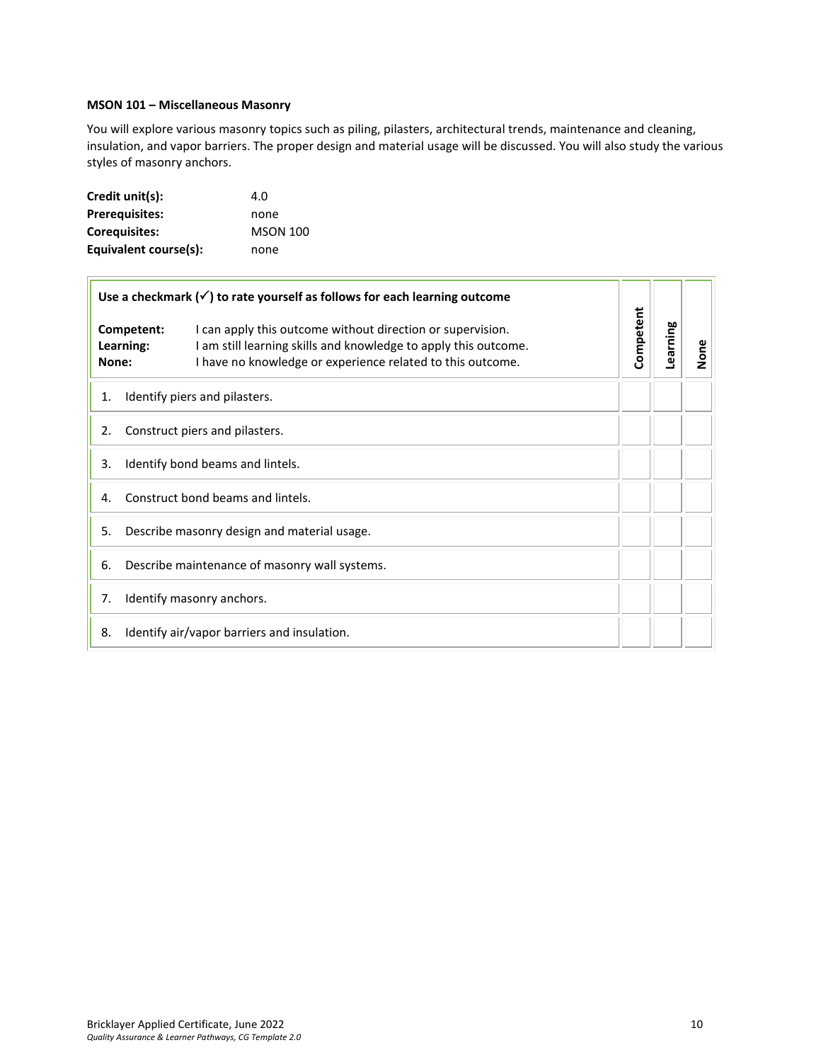**MSON 101 – Miscellaneous Masonry**

You will explore various masonry topics such as piling, pilasters, architectural trends, maintenance and cleaning, insulation, and vapor barriers. The proper design and material usage will be discussed. You will also study the various styles of masonry anchors.

**Credit unit(s):** 4.0
**Prerequisites:** none
**Corequisites:** MSON 100
**Equivalent course(s):** none

| **Use a checkmark (✓) to rate yourself as follows for each learning outcome**<br><br>**Competent:** I can apply this outcome without direction or supervision.<br>**Learning:** I am still learning skills and knowledge to apply this outcome.<br>**None:** I have no knowledge or experience related to this outcome. | **Competent** | **Learning** | **None** |
|---|---|---|---|
| 1. Identify piers and pilasters. | | | |
| 2. Construct piers and pilasters. | | | |
| 3. Identify bond beams and lintels. | | | |
| 4. Construct bond beams and lintels. | | | |
| 5. Describe masonry design and material usage. | | | |
| 6. Describe maintenance of masonry wall systems. | | | |
| 7. Identify masonry anchors. | | | |
| 8. Identify air/vapor barriers and insulation. | | | |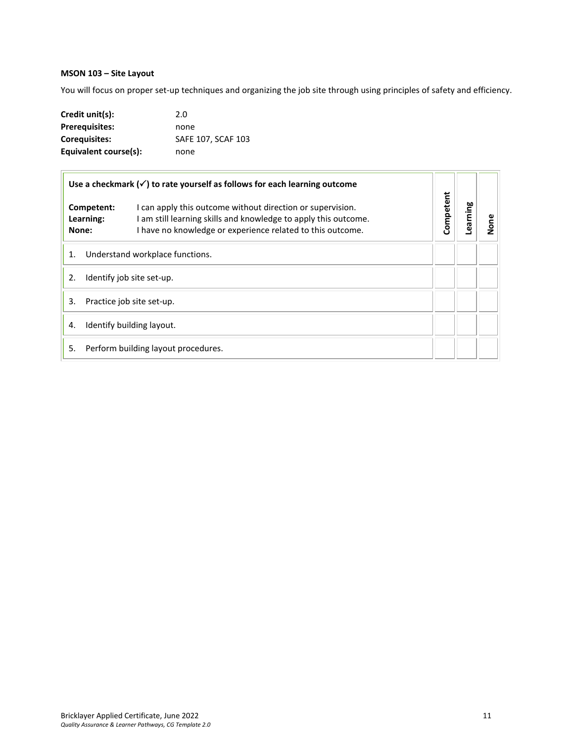**MSON 103 – Site Layout**

You will focus on proper set-up techniques and organizing the job site through using principles of safety and efficiency.

**Credit unit(s):** 2.0
**Prerequisites:** none
**Corequisites:** SAFE 107, SCAF 103
**Equivalent course(s):** none

| **Use a checkmark (✓) to rate yourself as follows for each learning outcome**<br><br>**Competent:** I can apply this outcome without direction or supervision.<br>**Learning:** I am still learning skills and knowledge to apply this outcome.<br>**None:** I have no knowledge or experience related to this outcome. | **Competent** | **Learning** | **None** |
|---|---|---|---|
| 1. Understand workplace functions. | | | |
| 2. Identify job site set-up. | | | |
| 3. Practice job site set-up. | | | |
| 4. Identify building layout. | | | |
| 5. Perform building layout procedures. | | | |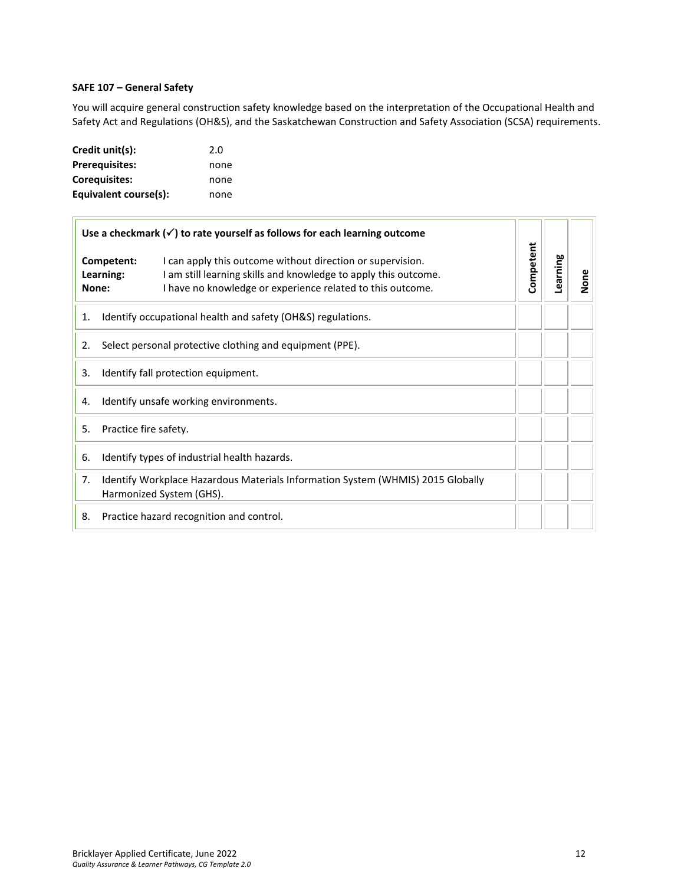**SAFE 107 – General Safety**

You will acquire general construction safety knowledge based on the interpretation of the Occupational Health and Safety Act and Regulations (OH&S), and the Saskatchewan Construction and Safety Association (SCSA) requirements.

**Credit unit(s):** 2.0
**Prerequisites:** none
**Corequisites:** none
**Equivalent course(s):** none

| **Use a checkmark (✓) to rate yourself as follows for each learning outcome**<br><br>**Competent:** I can apply this outcome without direction or supervision.<br>**Learning:** I am still learning skills and knowledge to apply this outcome.<br>**None:** I have no knowledge or experience related to this outcome. | **Competent** | **Learning** | **None** |
|---|---|---|---|
| 1. Identify occupational health and safety (OH&S) regulations. | | | |
| 2. Select personal protective clothing and equipment (PPE). | | | |
| 3. Identify fall protection equipment. | | | |
| 4. Identify unsafe working environments. | | | |
| 5. Practice fire safety. | | | |
| 6. Identify types of industrial health hazards. | | | |
| 7. Identify Workplace Hazardous Materials Information System (WHMIS) 2015 Globally Harmonized System (GHS). | | | |
| 8. Practice hazard recognition and control. | | | |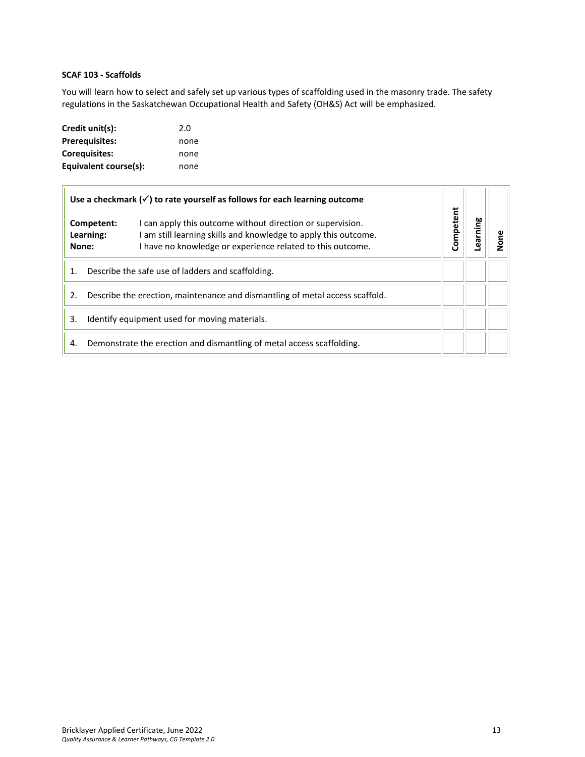**SCAF 103 - Scaffolds**

You will learn how to select and safely set up various types of scaffolding used in the masonry trade. The safety regulations in the Saskatchewan Occupational Health and Safety (OH&S) Act will be emphasized.

| | |
|---|---|
| **Credit unit(s):** | 2.0 |
| **Prerequisites:** | none |
| **Corequisites:** | none |
| **Equivalent course(s):** | none |

| **Use a checkmark (✓) to rate yourself as follows for each learning outcome**<br><br>**Competent:** I can apply this outcome without direction or supervision.<br>**Learning:** I am still learning skills and knowledge to apply this outcome.<br>**None:** I have no knowledge or experience related to this outcome. | **Competent** | **Learning** | **None** |
|---|---|---|---|
| 1. Describe the safe use of ladders and scaffolding. | | | |
| 2. Describe the erection, maintenance and dismantling of metal access scaffold. | | | |
| 3. Identify equipment used for moving materials. | | | |
| 4. Demonstrate the erection and dismantling of metal access scaffolding. | | | |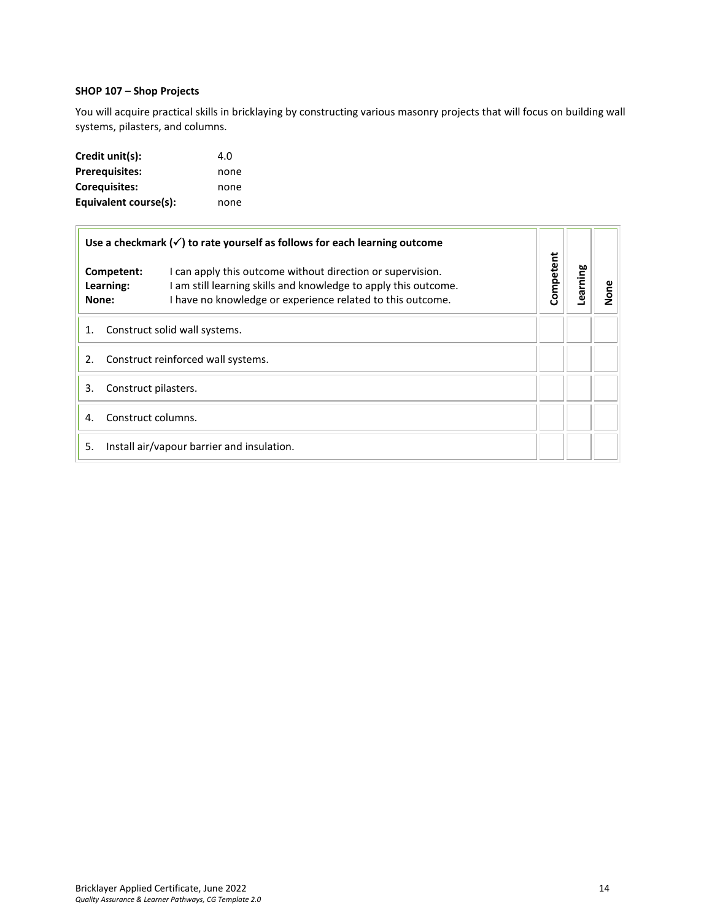**SHOP 107 – Shop Projects**

You will acquire practical skills in bricklaying by constructing various masonry projects that will focus on building wall systems, pilasters, and columns.

**Credit unit(s):** 4.0
**Prerequisites:** none
**Corequisites:** none
**Equivalent course(s):** none

| **Use a checkmark (✓) to rate yourself as follows for each learning outcome**<br><br>**Competent:** I can apply this outcome without direction or supervision.<br>**Learning:** I am still learning skills and knowledge to apply this outcome.<br>**None:** I have no knowledge or experience related to this outcome. | **Competent** | **Learning** | **None** |
|---|---|---|---|
| 1. Construct solid wall systems. | | | |
| 2. Construct reinforced wall systems. | | | |
| 3. Construct pilasters. | | | |
| 4. Construct columns. | | | |
| 5. Install air/vapour barrier and insulation. | | | |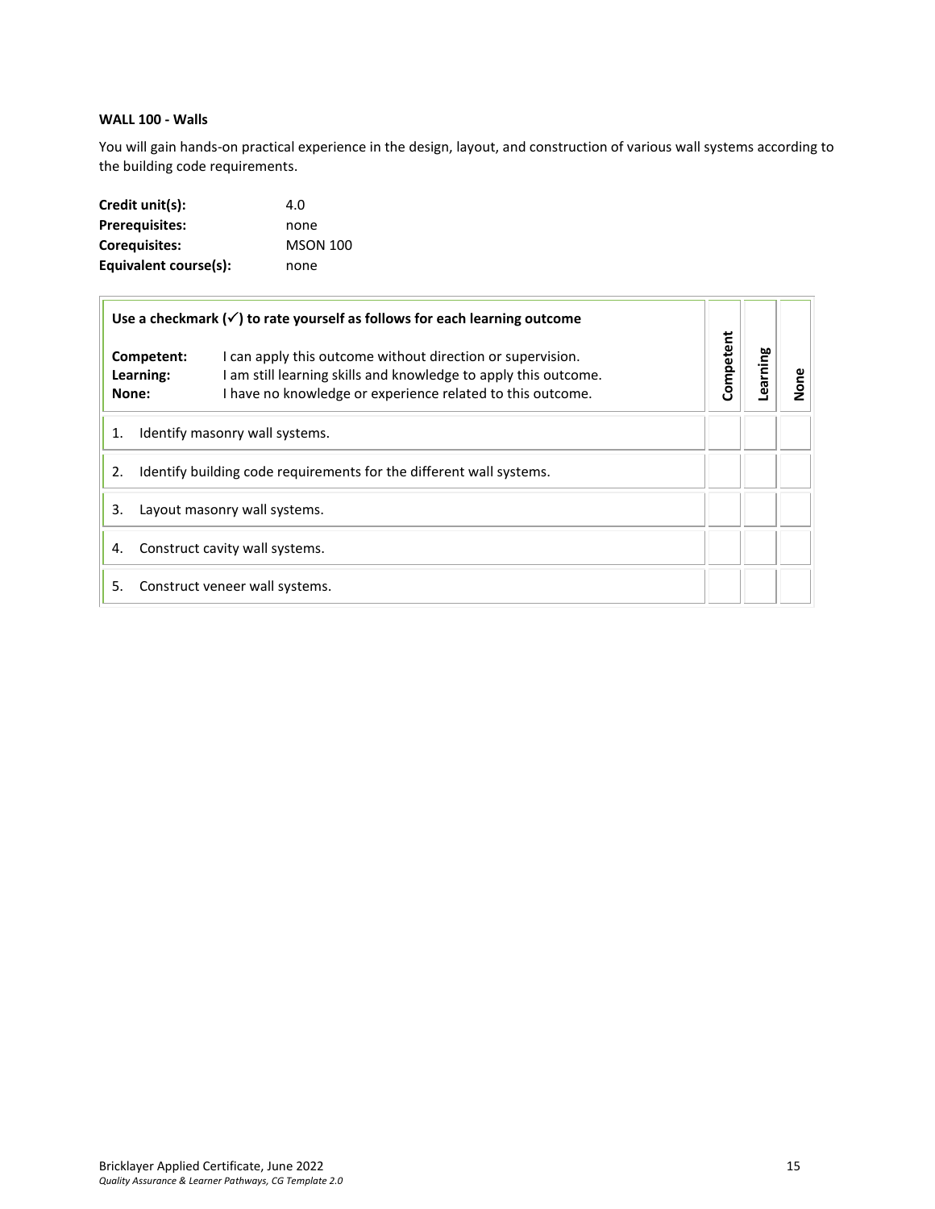**WALL 100 - Walls**

You will gain hands-on practical experience in the design, layout, and construction of various wall systems according to the building code requirements.

| | |
|---|---|
| **Credit unit(s):** | 4.0 |
| **Prerequisites:** | none |
| **Corequisites:** | MSON 100 |
| **Equivalent course(s):** | none |

| **Use a checkmark (✓) to rate yourself as follows for each learning outcome**<br><br>**Competent:** I can apply this outcome without direction or supervision.<br>**Learning:** I am still learning skills and knowledge to apply this outcome.<br>**None:** I have no knowledge or experience related to this outcome. | Competent | Learning | None |
|---|---|---|---|
| 1. Identify masonry wall systems. | | | |
| 2. Identify building code requirements for the different wall systems. | | | |
| 3. Layout masonry wall systems. | | | |
| 4. Construct cavity wall systems. | | | |
| 5. Construct veneer wall systems. | | | |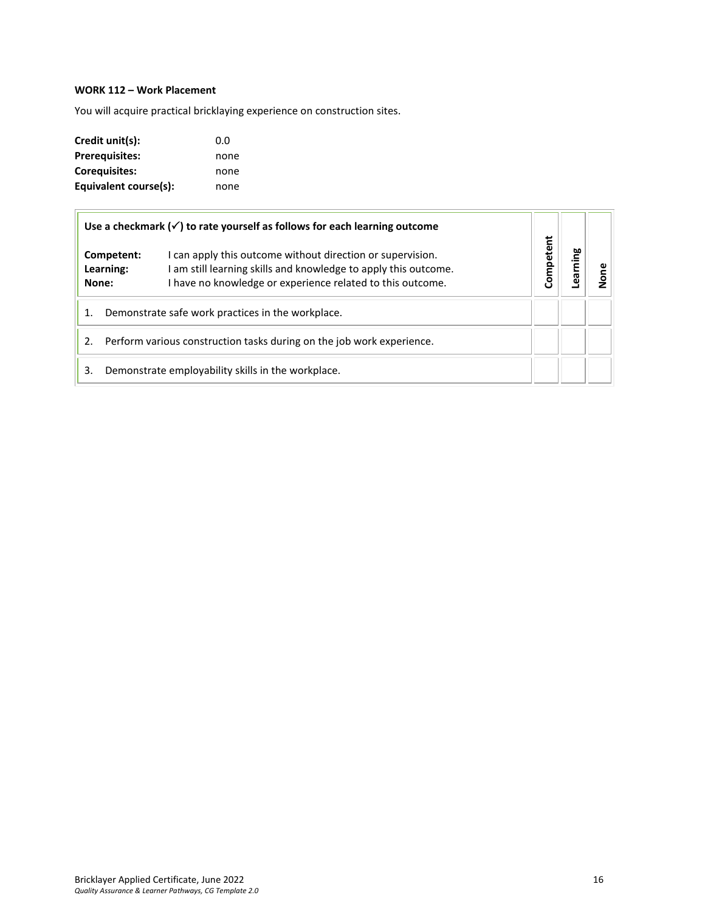**WORK 112 – Work Placement**

You will acquire practical bricklaying experience on construction sites.

| | |
|---|---|
| **Credit unit(s):** | 0.0 |
| **Prerequisites:** | none |
| **Corequisites:** | none |
| **Equivalent course(s):** | none |

| **Use a checkmark (✓) to rate yourself as follows for each learning outcome**<br><br>**Competent:** I can apply this outcome without direction or supervision.<br>**Learning:** I am still learning skills and knowledge to apply this outcome.<br>**None:** I have no knowledge or experience related to this outcome. | Competent | Learning | None |
|---|---|---|---|
| 1. Demonstrate safe work practices in the workplace. | | | |
| 2. Perform various construction tasks during on the job work experience. | | | |
| 3. Demonstrate employability skills in the workplace. | | | |